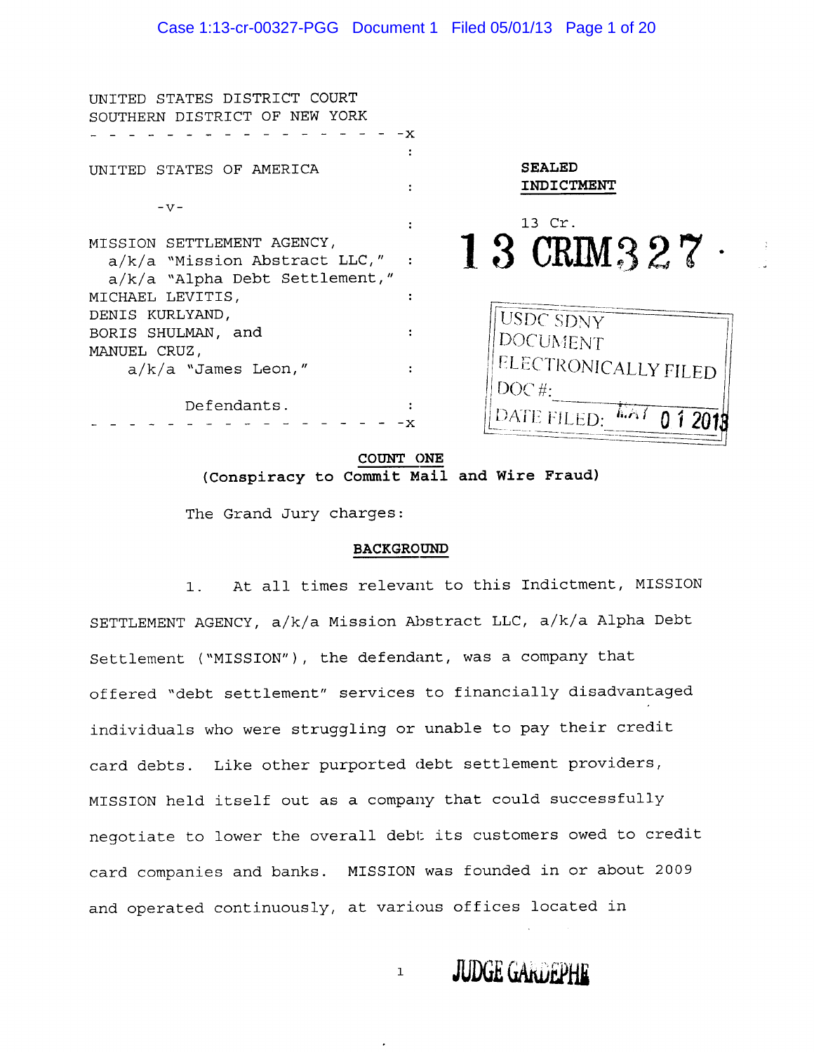UNITED STATES DISTRICT COURT
SOUTHERN DISTRICT OF NEW YORK

- - - - - - - - - - - - - - - - - - -x

UNITED STATES OF AMERICA

-v-

MISSION SETTLEMENT AGENCY,
a/k/a "Mission Abstract LLC,"
a/k/a "Alpha Debt Settlement,"
MICHAEL LEVITIS,
DENIS KURLYAND,
BORIS SHULMAN, and
MANUEL CRUZ,
a/k/a "James Leon,"

Defendants.

- - - - - - - - - - - - - - - - - - -x

**SEALED INDICTMENT**

13 Cr.

**13 CRIM 327**

USDC SDNY
DOCUMENT
ELECTRONICALLY FILED
DOC #:
DATE FILED: MAY 01 2013

**COUNT ONE**

**(Conspiracy to Commit Mail and Wire Fraud)**

The Grand Jury charges:

**BACKGROUND**

1. At all times relevant to this Indictment, MISSION SETTLEMENT AGENCY, a/k/a Mission Abstract LLC, a/k/a Alpha Debt Settlement ("MISSION"), the defendant, was a company that offered "debt settlement" services to financially disadvantaged individuals who were struggling or unable to pay their credit card debts. Like other purported debt settlement providers, MISSION held itself out as a company that could successfully negotiate to lower the overall debt its customers owed to credit card companies and banks. MISSION was founded in or about 2009 and operated continuously, at various offices located in

JUDGE GARDEPHE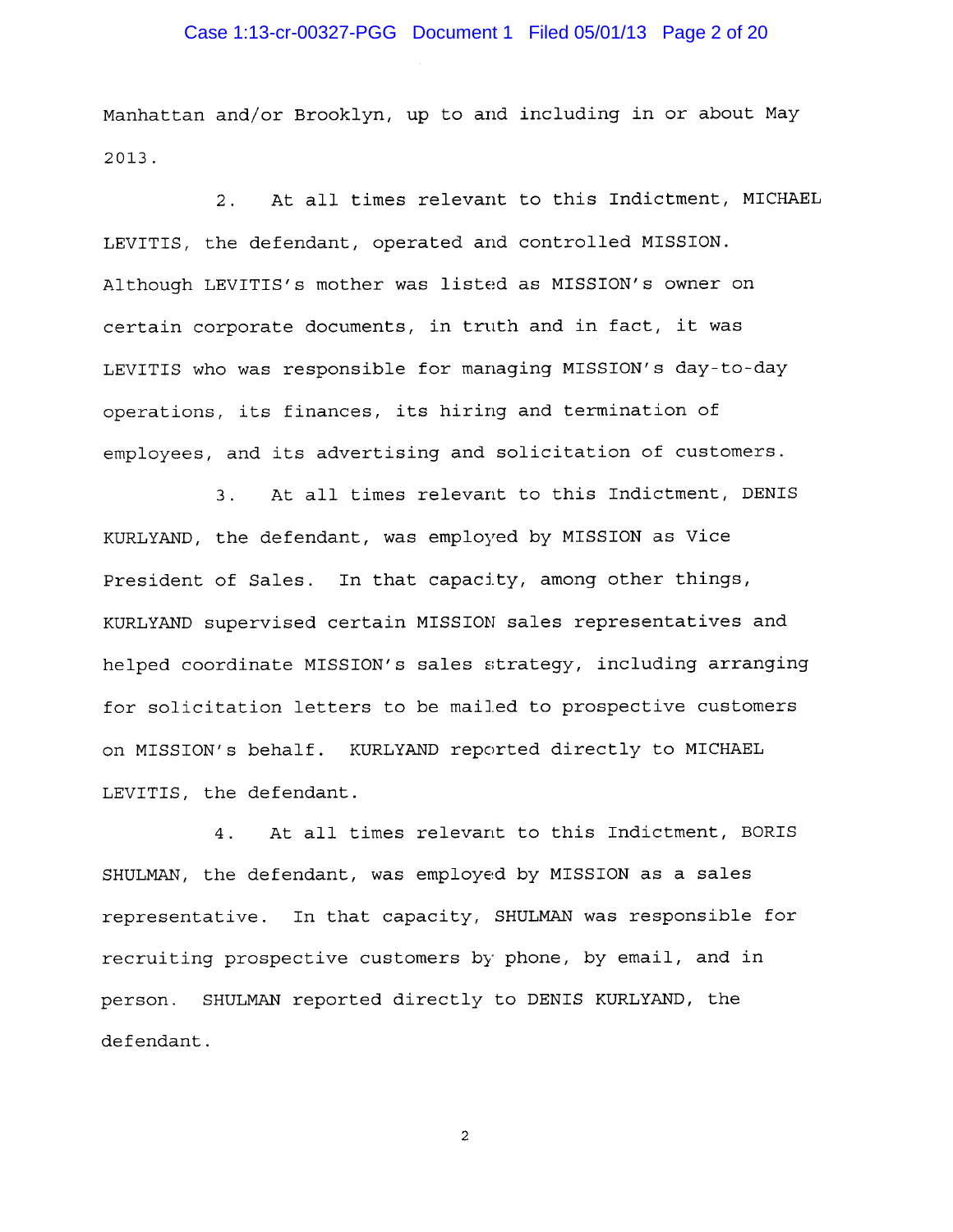Manhattan and/or Brooklyn, up to and including in or about May 2013.

2. At all times relevant to this Indictment, MICHAEL LEVITIS, the defendant, operated and controlled MISSION. Although LEVITIS's mother was listed as MISSION's owner on certain corporate documents, in truth and in fact, it was LEVITIS who was responsible for managing MISSION's day-to-day operations, its finances, its hiring and termination of employees, and its advertising and solicitation of customers.

3. At all times relevant to this Indictment, DENIS KURLYAND, the defendant, was employed by MISSION as Vice President of Sales. In that capacity, among other things, KURLYAND supervised certain MISSION sales representatives and helped coordinate MISSION's sales strategy, including arranging for solicitation letters to be mailed to prospective customers on MISSION's behalf. KURLYAND reported directly to MICHAEL LEVITIS, the defendant.

4. At all times relevant to this Indictment, BORIS SHULMAN, the defendant, was employed by MISSION as a sales representative. In that capacity, SHULMAN was responsible for recruiting prospective customers by phone, by email, and in person. SHULMAN reported directly to DENIS KURLYAND, the defendant.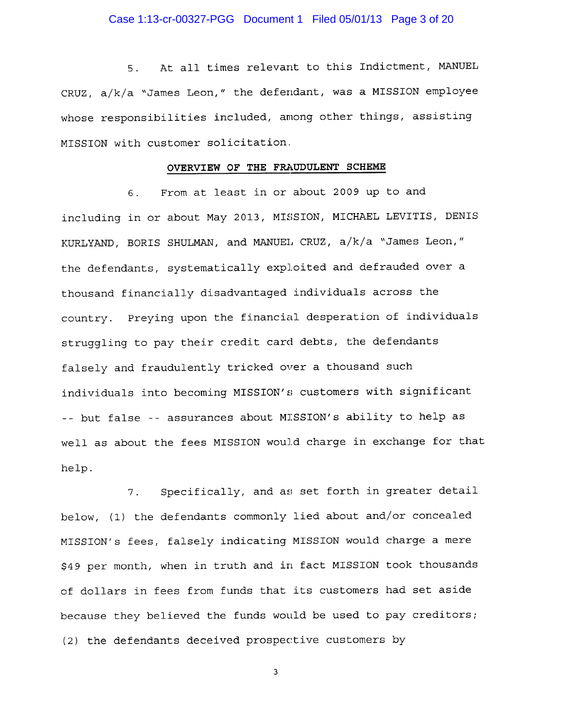5. At all times relevant to this Indictment, MANUEL CRUZ, a/k/a "James Leon," the defendant, was a MISSION employee whose responsibilities included, among other things, assisting MISSION with customer solicitation.

**OVERVIEW OF THE FRAUDULENT SCHEME**

6. From at least in or about 2009 up to and including in or about May 2013, MISSION, MICHAEL LEVITIS, DENIS KURLYAND, BORIS SHULMAN, and MANUEL CRUZ, a/k/a "James Leon," the defendants, systematically exploited and defrauded over a thousand financially disadvantaged individuals across the country. Preying upon the financial desperation of individuals struggling to pay their credit card debts, the defendants falsely and fraudulently tricked over a thousand such individuals into becoming MISSION's customers with significant -- but false -- assurances about MISSION's ability to help as well as about the fees MISSION would charge in exchange for that help.

7. Specifically, and as set forth in greater detail below, (1) the defendants commonly lied about and/or concealed MISSION's fees, falsely indicating MISSION would charge a mere $49 per month, when in truth and in fact MISSION took thousands of dollars in fees from funds that its customers had set aside because they believed the funds would be used to pay creditors; (2) the defendants deceived prospective customers by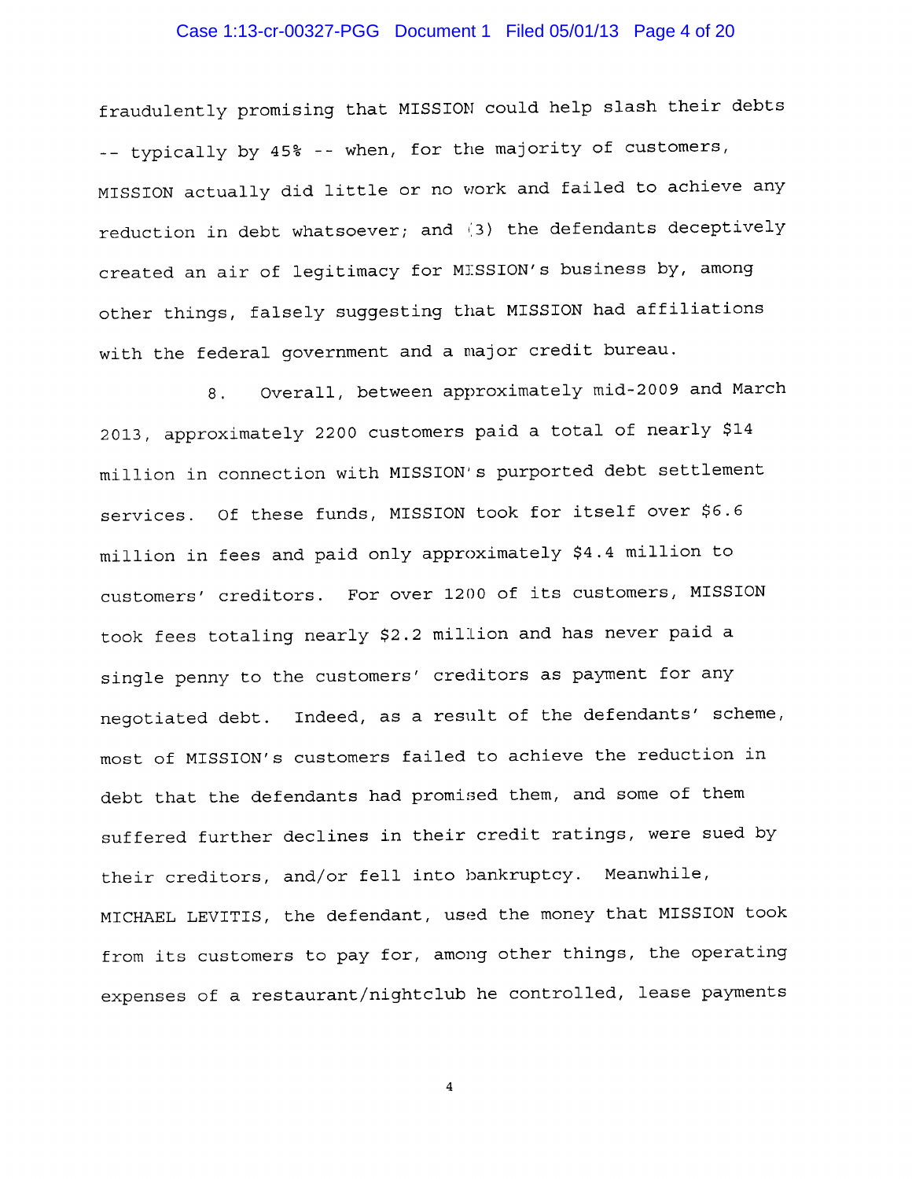fraudulently promising that MISSION could help slash their debts -- typically by 45% -- when, for the majority of customers, MISSION actually did little or no work and failed to achieve any reduction in debt whatsoever; and (3) the defendants deceptively created an air of legitimacy for MISSION's business by, among other things, falsely suggesting that MISSION had affiliations with the federal government and a major credit bureau.

8. Overall, between approximately mid-2009 and March 2013, approximately 2200 customers paid a total of nearly $14 million in connection with MISSION's purported debt settlement services. Of these funds, MISSION took for itself over $6.6 million in fees and paid only approximately $4.4 million to customers' creditors. For over 1200 of its customers, MISSION took fees totaling nearly $2.2 million and has never paid a single penny to the customers' creditors as payment for any negotiated debt. Indeed, as a result of the defendants' scheme, most of MISSION's customers failed to achieve the reduction in debt that the defendants had promised them, and some of them suffered further declines in their credit ratings, were sued by their creditors, and/or fell into bankruptcy. Meanwhile, MICHAEL LEVITIS, the defendant, used the money that MISSION took from its customers to pay for, among other things, the operating expenses of a restaurant/nightclub he controlled, lease payments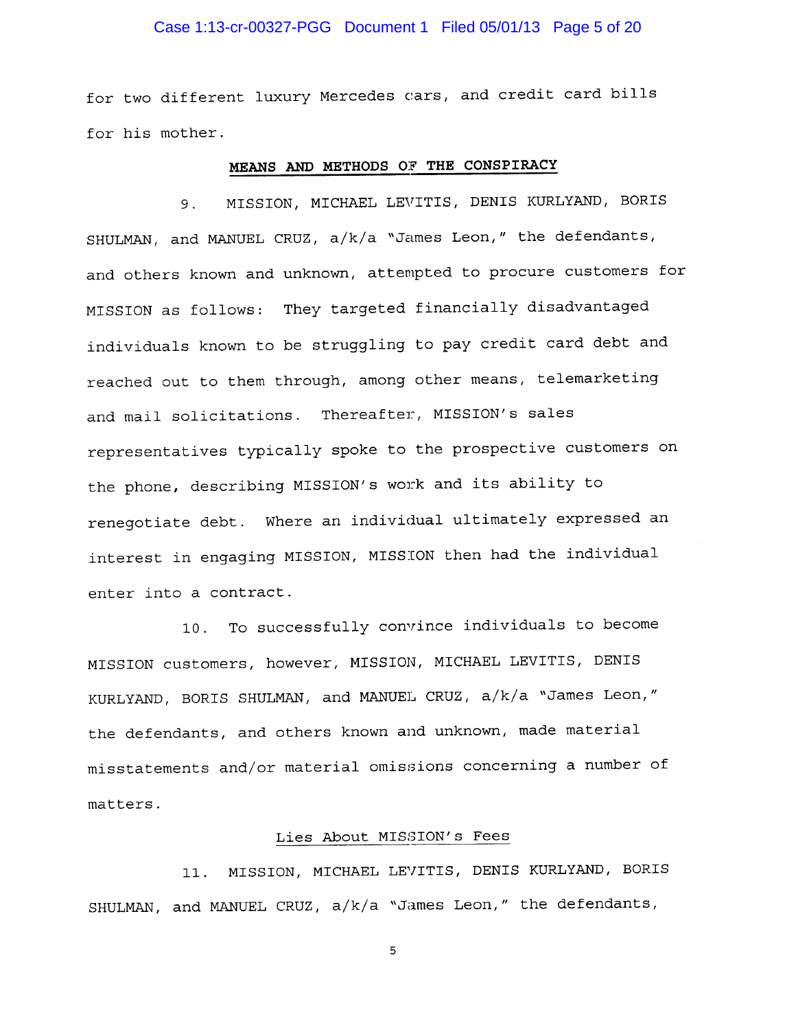for two different luxury Mercedes cars, and credit card bills for his mother.

**MEANS AND METHODS OF THE CONSPIRACY**

9. MISSION, MICHAEL LEVITIS, DENIS KURLYAND, BORIS SHULMAN, and MANUEL CRUZ, a/k/a "James Leon," the defendants, and others known and unknown, attempted to procure customers for MISSION as follows: They targeted financially disadvantaged individuals known to be struggling to pay credit card debt and reached out to them through, among other means, telemarketing and mail solicitations. Thereafter, MISSION's sales representatives typically spoke to the prospective customers on the phone, describing MISSION's work and its ability to renegotiate debt. Where an individual ultimately expressed an interest in engaging MISSION, MISSION then had the individual enter into a contract.

10. To successfully convince individuals to become MISSION customers, however, MISSION, MICHAEL LEVITIS, DENIS KURLYAND, BORIS SHULMAN, and MANUEL CRUZ, a/k/a "James Leon," the defendants, and others known and unknown, made material misstatements and/or material omissions concerning a number of matters.

Lies About MISSION's Fees

11. MISSION, MICHAEL LEVITIS, DENIS KURLYAND, BORIS SHULMAN, and MANUEL CRUZ, a/k/a "James Leon," the defendants,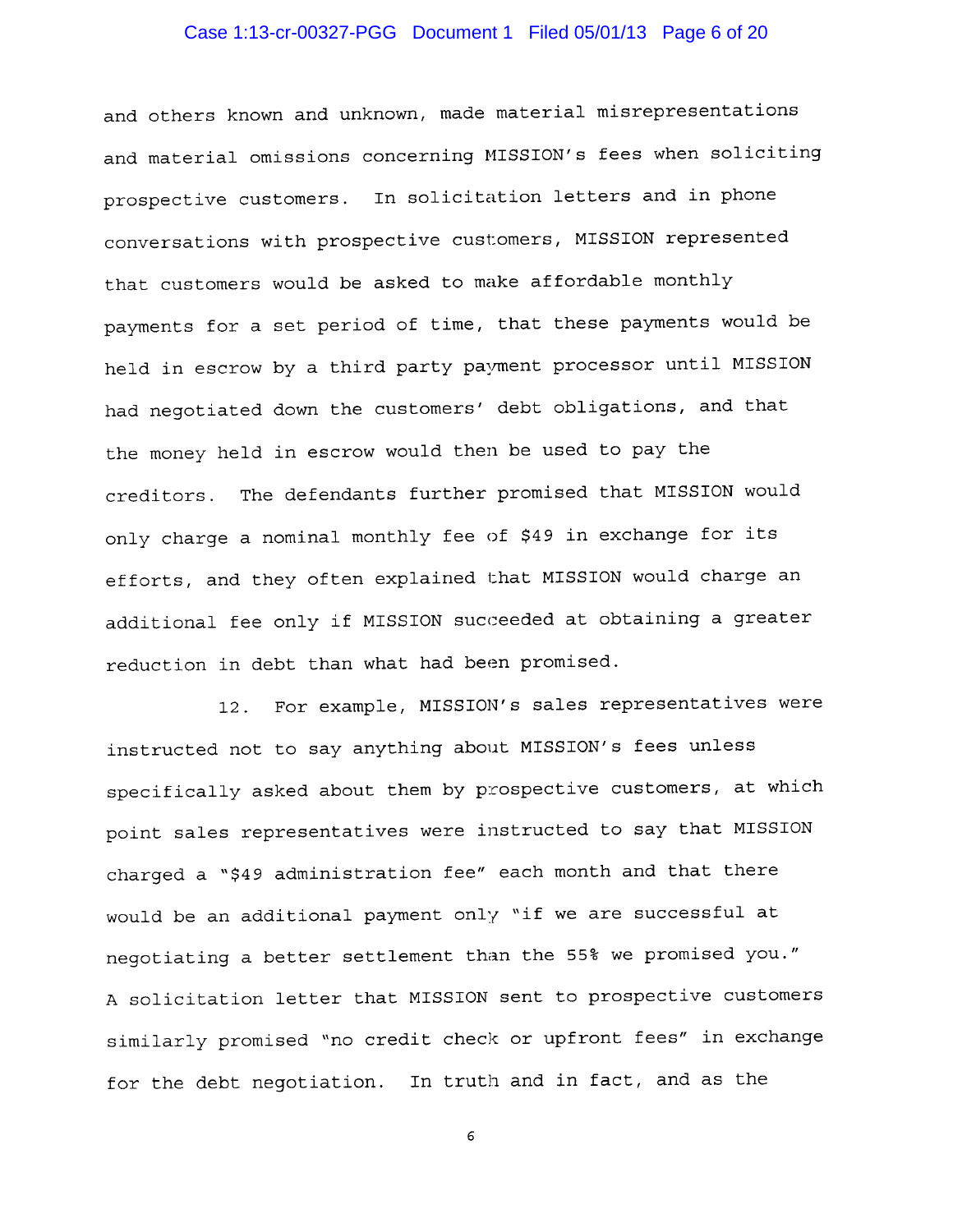and others known and unknown, made material misrepresentations and material omissions concerning MISSION's fees when soliciting prospective customers. In solicitation letters and in phone conversations with prospective customers, MISSION represented that customers would be asked to make affordable monthly payments for a set period of time, that these payments would be held in escrow by a third party payment processor until MISSION had negotiated down the customers' debt obligations, and that the money held in escrow would then be used to pay the creditors. The defendants further promised that MISSION would only charge a nominal monthly fee of $49 in exchange for its efforts, and they often explained that MISSION would charge an additional fee only if MISSION succeeded at obtaining a greater reduction in debt than what had been promised.

12. For example, MISSION's sales representatives were instructed not to say anything about MISSION's fees unless specifically asked about them by prospective customers, at which point sales representatives were instructed to say that MISSION charged a "$49 administration fee" each month and that there would be an additional payment only "if we are successful at negotiating a better settlement than the 55% we promised you." A solicitation letter that MISSION sent to prospective customers similarly promised "no credit check or upfront fees" in exchange for the debt negotiation. In truth and in fact, and as the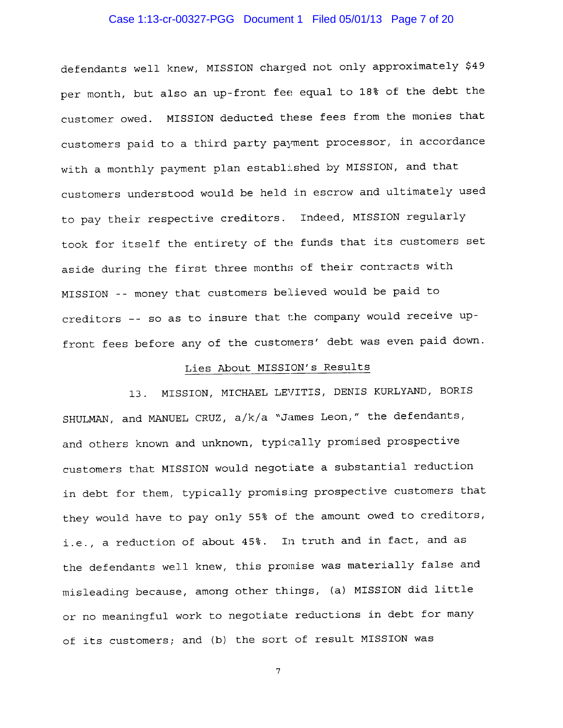defendants well knew, MISSION charged not only approximately $49 per month, but also an up-front fee equal to 18% of the debt the customer owed. MISSION deducted these fees from the monies that customers paid to a third party payment processor, in accordance with a monthly payment plan established by MISSION, and that customers understood would be held in escrow and ultimately used to pay their respective creditors. Indeed, MISSION regularly took for itself the entirety of the funds that its customers set aside during the first three months of their contracts with MISSION -- money that customers believed would be paid to creditors -- so as to insure that the company would receive up-front fees before any of the customers' debt was even paid down.

<u>Lies About MISSION's Results</u>

13. MISSION, MICHAEL LEVITIS, DENIS KURLYAND, BORIS SHULMAN, and MANUEL CRUZ, a/k/a "James Leon," the defendants, and others known and unknown, typically promised prospective customers that MISSION would negotiate a substantial reduction in debt for them, typically promising prospective customers that they would have to pay only 55% of the amount owed to creditors, i.e., a reduction of about 45%. In truth and in fact, and as the defendants well knew, this promise was materially false and misleading because, among other things, (a) MISSION did little or no meaningful work to negotiate reductions in debt for many of its customers; and (b) the sort of result MISSION was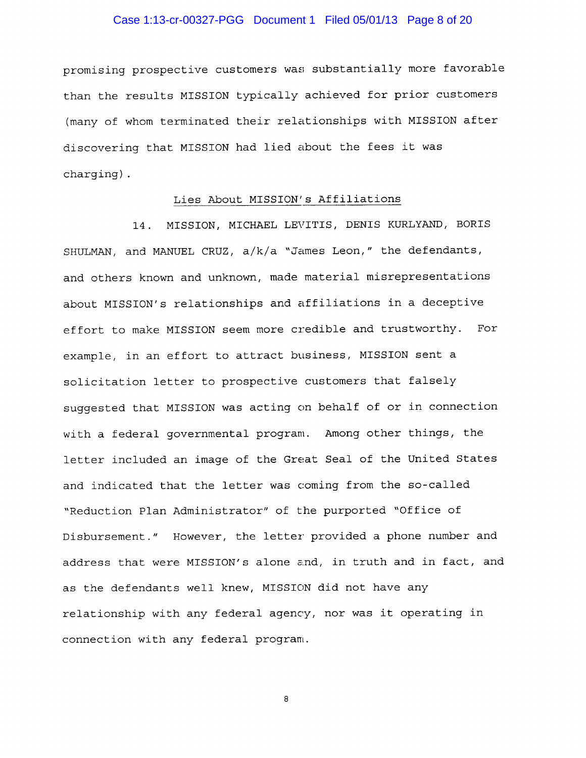promising prospective customers was substantially more favorable than the results MISSION typically achieved for prior customers (many of whom terminated their relationships with MISSION after discovering that MISSION had lied about the fees it was charging).

<u>Lies About MISSION's Affiliations</u>

14. MISSION, MICHAEL LEVITIS, DENIS KURLYAND, BORIS SHULMAN, and MANUEL CRUZ, a/k/a "James Leon," the defendants, and others known and unknown, made material misrepresentations about MISSION's relationships and affiliations in a deceptive effort to make MISSION seem more credible and trustworthy. For example, in an effort to attract business, MISSION sent a solicitation letter to prospective customers that falsely suggested that MISSION was acting on behalf of or in connection with a federal governmental program. Among other things, the letter included an image of the Great Seal of the United States and indicated that the letter was coming from the so-called "Reduction Plan Administrator" of the purported "Office of Disbursement." However, the letter provided a phone number and address that were MISSION's alone and, in truth and in fact, and as the defendants well knew, MISSION did not have any relationship with any federal agency, nor was it operating in connection with any federal program.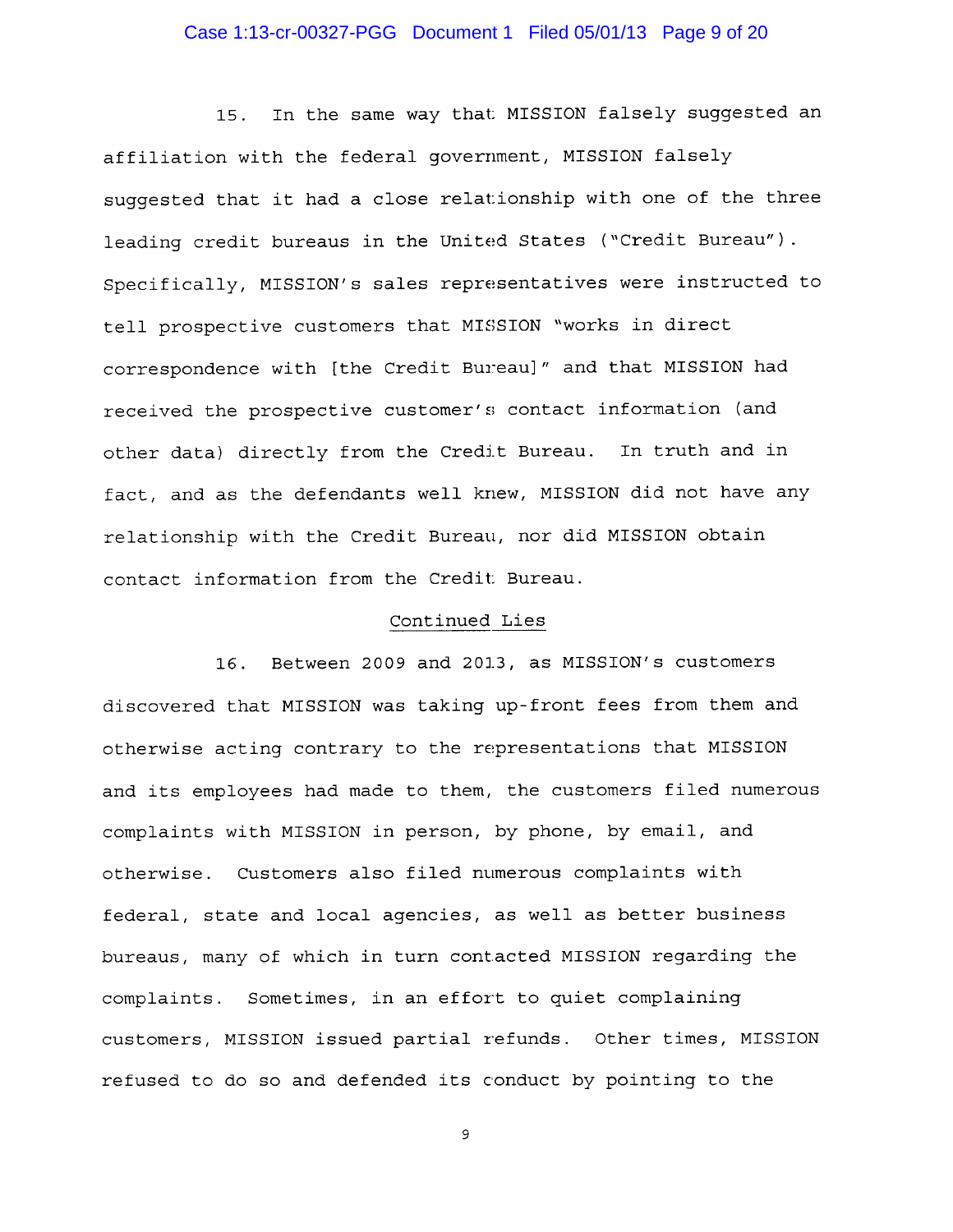15. In the same way that MISSION falsely suggested an affiliation with the federal government, MISSION falsely suggested that it had a close relationship with one of the three leading credit bureaus in the United States ("Credit Bureau"). Specifically, MISSION's sales representatives were instructed to tell prospective customers that MISSION "works in direct correspondence with [the Credit Bureau]" and that MISSION had received the prospective customer's contact information (and other data) directly from the Credit Bureau. In truth and in fact, and as the defendants well knew, MISSION did not have any relationship with the Credit Bureau, nor did MISSION obtain contact information from the Credit Bureau.

<u>Continued Lies</u>

16. Between 2009 and 2013, as MISSION's customers discovered that MISSION was taking up-front fees from them and otherwise acting contrary to the representations that MISSION and its employees had made to them, the customers filed numerous complaints with MISSION in person, by phone, by email, and otherwise. Customers also filed numerous complaints with federal, state and local agencies, as well as better business bureaus, many of which in turn contacted MISSION regarding the complaints. Sometimes, in an effort to quiet complaining customers, MISSION issued partial refunds. Other times, MISSION refused to do so and defended its conduct by pointing to the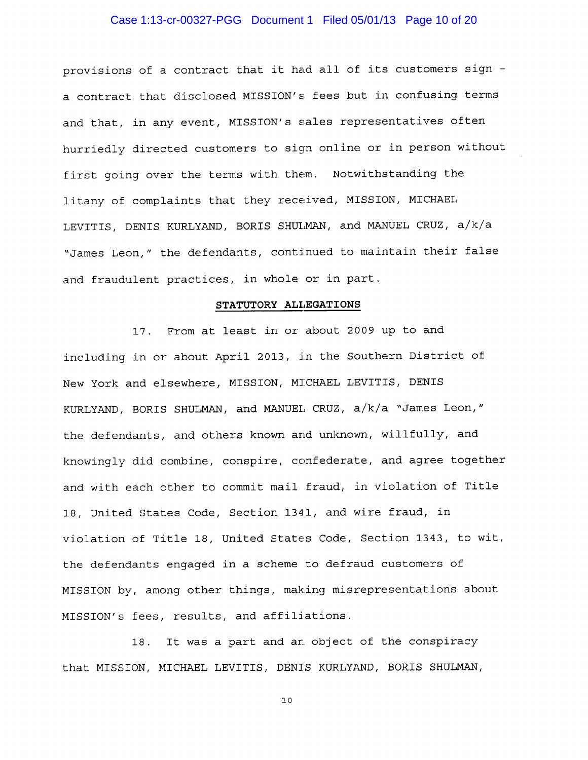provisions of a contract that it had all of its customers sign – a contract that disclosed MISSION's fees but in confusing terms and that, in any event, MISSION's sales representatives often hurriedly directed customers to sign online or in person without first going over the terms with them. Notwithstanding the litany of complaints that they received, MISSION, MICHAEL LEVITIS, DENIS KURLYAND, BORIS SHULMAN, and MANUEL CRUZ, a/k/a "James Leon," the defendants, continued to maintain their false and fraudulent practices, in whole or in part.

**STATUTORY ALLEGATIONS**

17. From at least in or about 2009 up to and including in or about April 2013, in the Southern District of New York and elsewhere, MISSION, MICHAEL LEVITIS, DENIS KURLYAND, BORIS SHULMAN, and MANUEL CRUZ, a/k/a "James Leon," the defendants, and others known and unknown, willfully, and knowingly did combine, conspire, confederate, and agree together and with each other to commit mail fraud, in violation of Title 18, United States Code, Section 1341, and wire fraud, in violation of Title 18, United States Code, Section 1343, to wit, the defendants engaged in a scheme to defraud customers of MISSION by, among other things, making misrepresentations about MISSION's fees, results, and affiliations.

18. It was a part and an object of the conspiracy that MISSION, MICHAEL LEVITIS, DENIS KURLYAND, BORIS SHULMAN,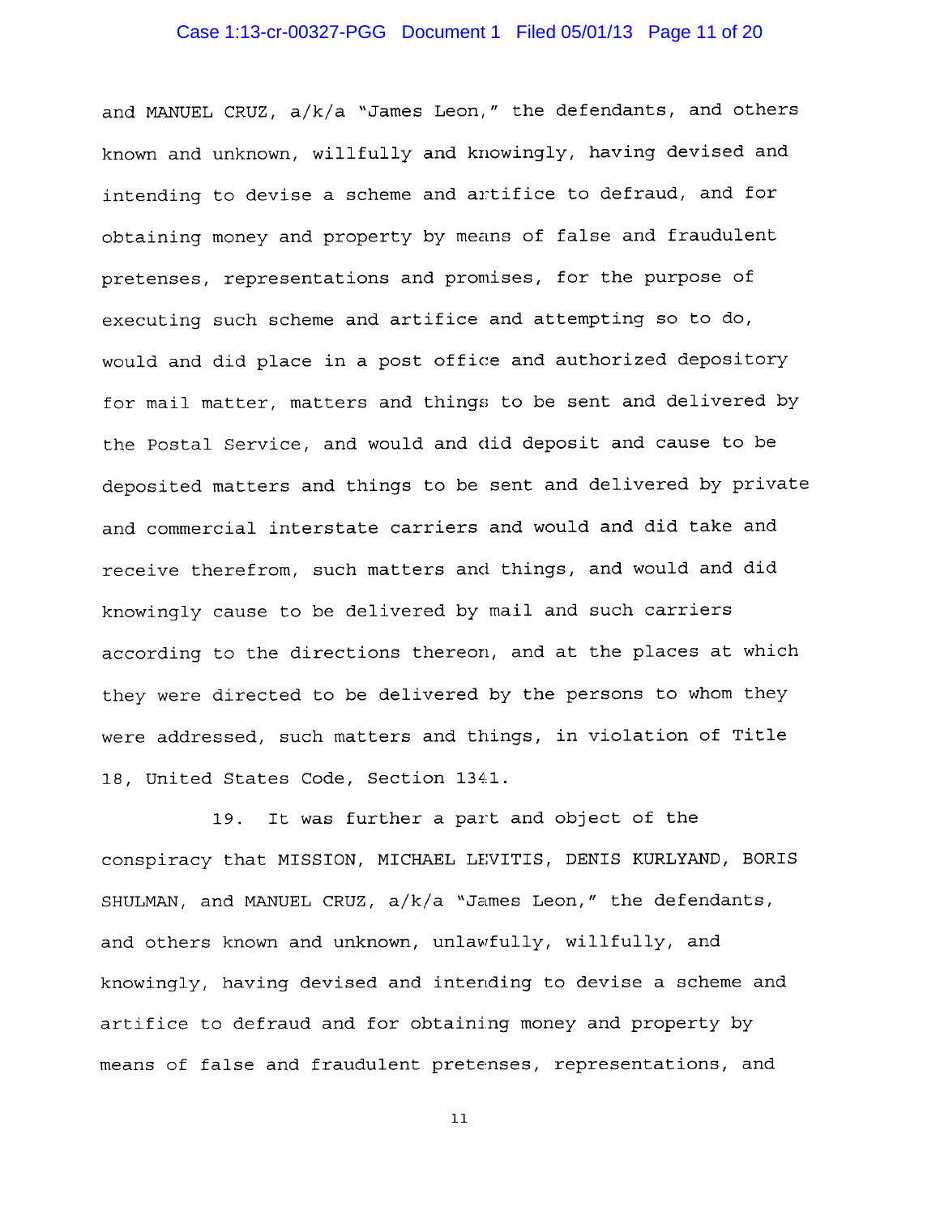and MANUEL CRUZ, a/k/a "James Leon," the defendants, and others known and unknown, willfully and knowingly, having devised and intending to devise a scheme and artifice to defraud, and for obtaining money and property by means of false and fraudulent pretenses, representations and promises, for the purpose of executing such scheme and artifice and attempting so to do, would and did place in a post office and authorized depository for mail matter, matters and things to be sent and delivered by the Postal Service, and would and did deposit and cause to be deposited matters and things to be sent and delivered by private and commercial interstate carriers and would and did take and receive therefrom, such matters and things, and would and did knowingly cause to be delivered by mail and such carriers according to the directions thereon, and at the places at which they were directed to be delivered by the persons to whom they were addressed, such matters and things, in violation of Title 18, United States Code, Section 1341.

19. It was further a part and object of the conspiracy that MISSION, MICHAEL LEVITIS, DENIS KURLYAND, BORIS SHULMAN, and MANUEL CRUZ, a/k/a "James Leon," the defendants, and others known and unknown, unlawfully, willfully, and knowingly, having devised and intending to devise a scheme and artifice to defraud and for obtaining money and property by means of false and fraudulent pretenses, representations, and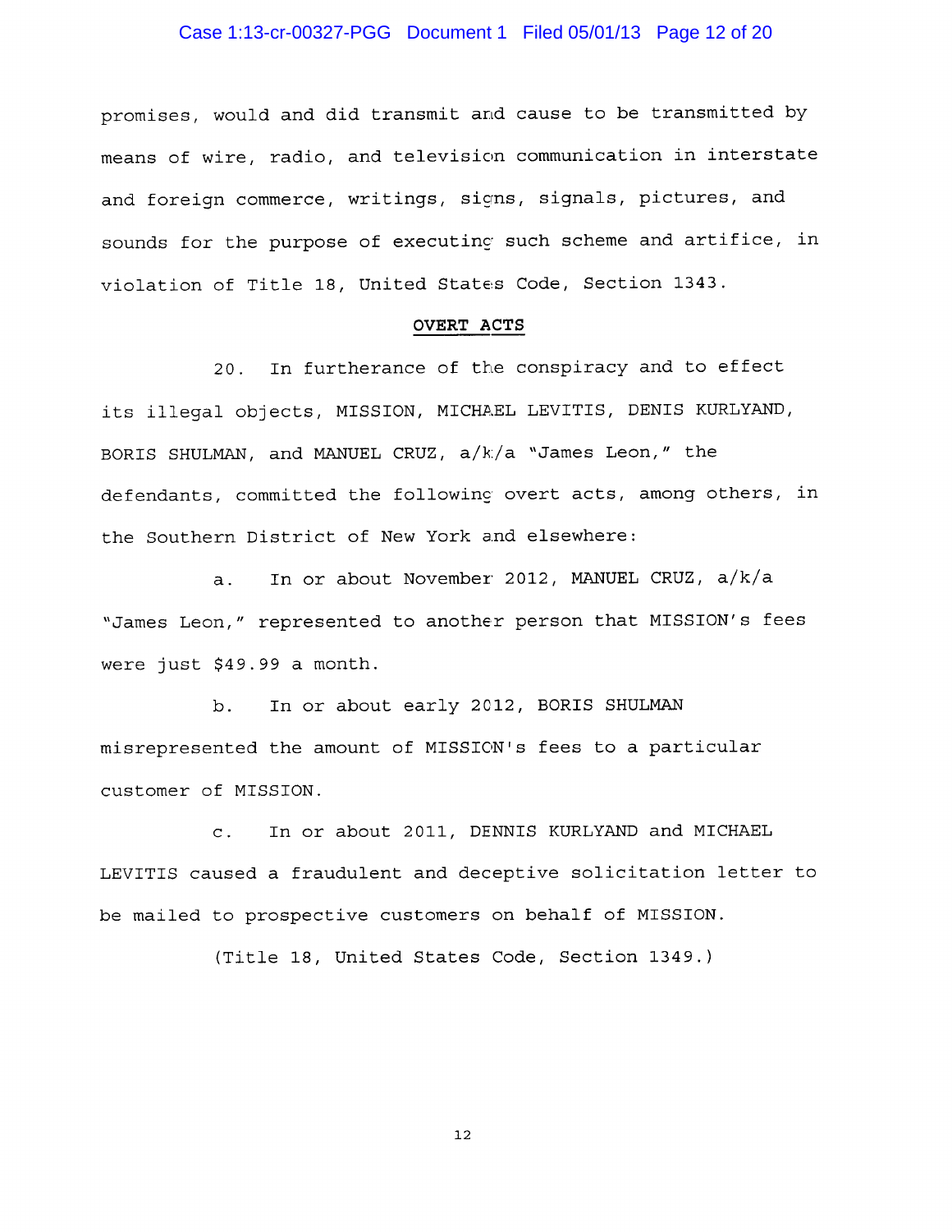promises, would and did transmit and cause to be transmitted by means of wire, radio, and television communication in interstate and foreign commerce, writings, signs, signals, pictures, and sounds for the purpose of executing such scheme and artifice, in violation of Title 18, United States Code, Section 1343.

**OVERT ACTS**

20. In furtherance of the conspiracy and to effect its illegal objects, MISSION, MICHAEL LEVITIS, DENIS KURLYAND, BORIS SHULMAN, and MANUEL CRUZ, a/k/a "James Leon," the defendants, committed the following overt acts, among others, in the Southern District of New York and elsewhere:

a. In or about November 2012, MANUEL CRUZ, a/k/a "James Leon," represented to another person that MISSION's fees were just $49.99 a month.

b. In or about early 2012, BORIS SHULMAN misrepresented the amount of MISSION's fees to a particular customer of MISSION.

c. In or about 2011, DENNIS KURLYAND and MICHAEL LEVITIS caused a fraudulent and deceptive solicitation letter to be mailed to prospective customers on behalf of MISSION.

(Title 18, United States Code, Section 1349.)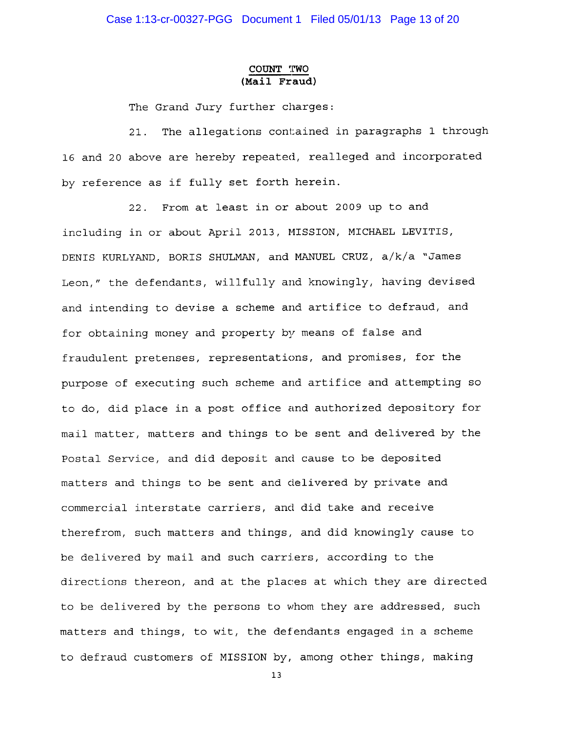## COUNT TWO
## (Mail Fraud)

The Grand Jury further charges:

21. The allegations contained in paragraphs 1 through 16 and 20 above are hereby repeated, realleged and incorporated by reference as if fully set forth herein.

22. From at least in or about 2009 up to and including in or about April 2013, MISSION, MICHAEL LEVITIS, DENIS KURLYAND, BORIS SHULMAN, and MANUEL CRUZ, a/k/a "James Leon," the defendants, willfully and knowingly, having devised and intending to devise a scheme and artifice to defraud, and for obtaining money and property by means of false and fraudulent pretenses, representations, and promises, for the purpose of executing such scheme and artifice and attempting so to do, did place in a post office and authorized depository for mail matter, matters and things to be sent and delivered by the Postal Service, and did deposit and cause to be deposited matters and things to be sent and delivered by private and commercial interstate carriers, and did take and receive therefrom, such matters and things, and did knowingly cause to be delivered by mail and such carriers, according to the directions thereon, and at the places at which they are directed to be delivered by the persons to whom they are addressed, such matters and things, to wit, the defendants engaged in a scheme to defraud customers of MISSION by, among other things, making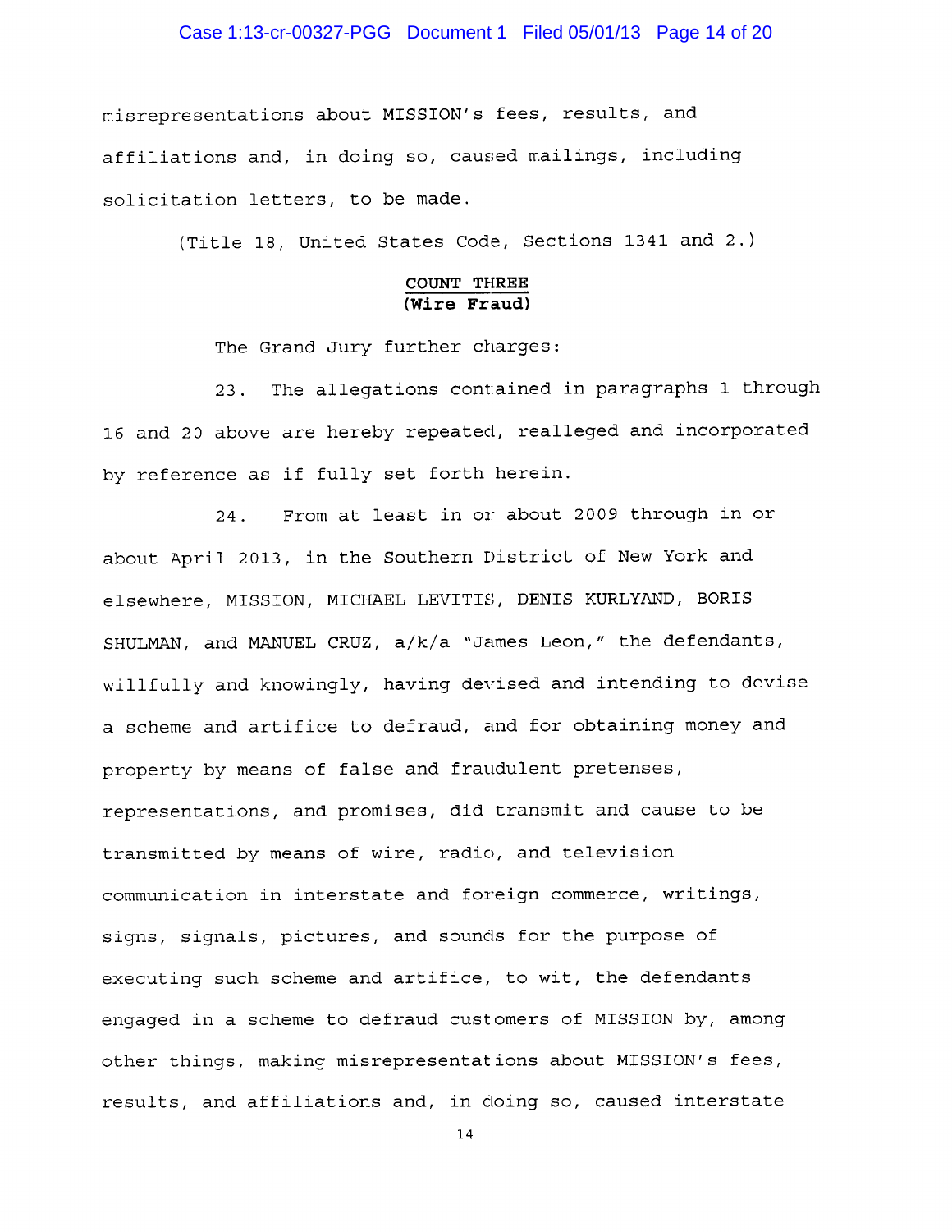misrepresentations about MISSION's fees, results, and affiliations and, in doing so, caused mailings, including solicitation letters, to be made.

(Title 18, United States Code, Sections 1341 and 2.)

**COUNT THREE**
**(Wire Fraud)**

The Grand Jury further charges:

23. The allegations contained in paragraphs 1 through 16 and 20 above are hereby repeated, realleged and incorporated by reference as if fully set forth herein.

24. From at least in or about 2009 through in or about April 2013, in the Southern District of New York and elsewhere, MISSION, MICHAEL LEVITIS, DENIS KURLYAND, BORIS SHULMAN, and MANUEL CRUZ, a/k/a "James Leon," the defendants, willfully and knowingly, having devised and intending to devise a scheme and artifice to defraud, and for obtaining money and property by means of false and fraudulent pretenses, representations, and promises, did transmit and cause to be transmitted by means of wire, radio, and television communication in interstate and foreign commerce, writings, signs, signals, pictures, and sounds for the purpose of executing such scheme and artifice, to wit, the defendants engaged in a scheme to defraud customers of MISSION by, among other things, making misrepresentations about MISSION's fees, results, and affiliations and, in doing so, caused interstate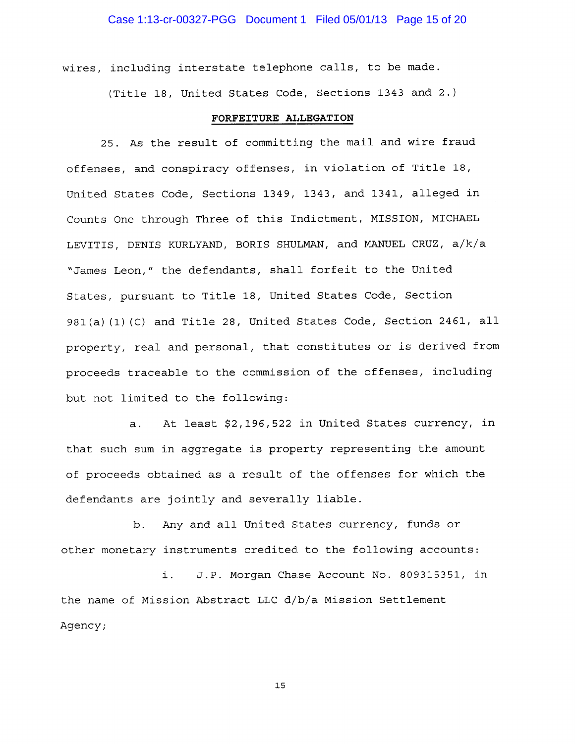wires, including interstate telephone calls, to be made.

(Title 18, United States Code, Sections 1343 and 2.)

**FORFEITURE ALLEGATION**

25. As the result of committing the mail and wire fraud offenses, and conspiracy offenses, in violation of Title 18, United States Code, Sections 1349, 1343, and 1341, alleged in Counts One through Three of this Indictment, MISSION, MICHAEL LEVITIS, DENIS KURLYAND, BORIS SHULMAN, and MANUEL CRUZ, a/k/a "James Leon," the defendants, shall forfeit to the United States, pursuant to Title 18, United States Code, Section 981(a)(1)(C) and Title 28, United States Code, Section 2461, all property, real and personal, that constitutes or is derived from proceeds traceable to the commission of the offenses, including but not limited to the following:

a. At least $2,196,522 in United States currency, in that such sum in aggregate is property representing the amount of proceeds obtained as a result of the offenses for which the defendants are jointly and severally liable.

b. Any and all United States currency, funds or other monetary instruments credited to the following accounts:

i. J.P. Morgan Chase Account No. 809315351, in the name of Mission Abstract LLC d/b/a Mission Settlement Agency;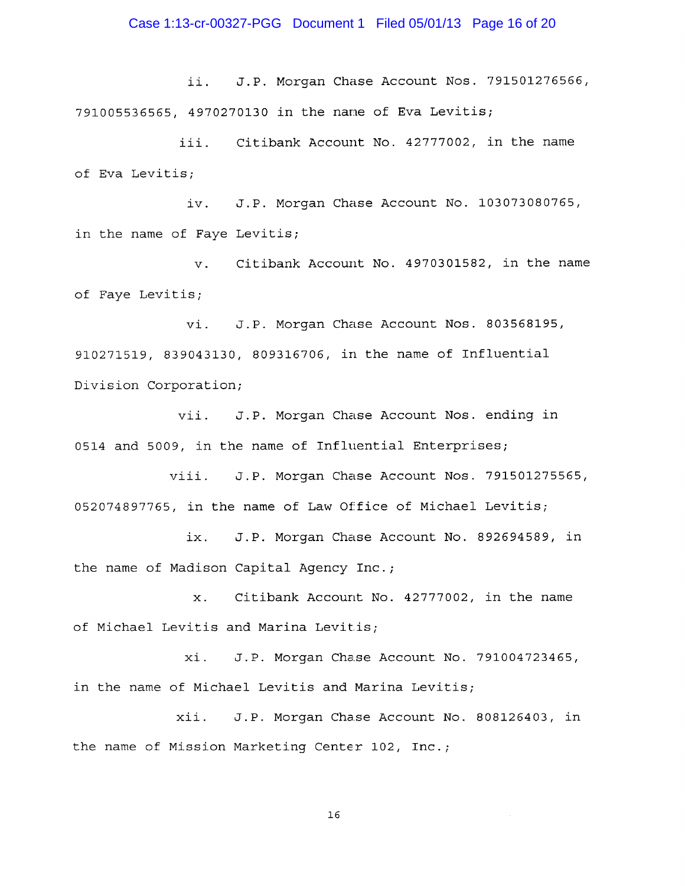ii. J.P. Morgan Chase Account Nos. 791501276566, 791005536565, 4970270130 in the name of Eva Levitis;

iii. Citibank Account No. 42777002, in the name of Eva Levitis;

iv. J.P. Morgan Chase Account No. 103073080765, in the name of Faye Levitis;

v. Citibank Account No. 4970301582, in the name of Faye Levitis;

vi. J.P. Morgan Chase Account Nos. 803568195, 910271519, 839043130, 809316706, in the name of Influential Division Corporation;

vii. J.P. Morgan Chase Account Nos. ending in 0514 and 5009, in the name of Influential Enterprises;

viii. J.P. Morgan Chase Account Nos. 791501275565, 052074897765, in the name of Law Office of Michael Levitis;

ix. J.P. Morgan Chase Account No. 892694589, in the name of Madison Capital Agency Inc.;

x. Citibank Account No. 42777002, in the name of Michael Levitis and Marina Levitis;

xi. J.P. Morgan Chase Account No. 791004723465, in the name of Michael Levitis and Marina Levitis;

xii. J.P. Morgan Chase Account No. 808126403, in the name of Mission Marketing Center 102, Inc.;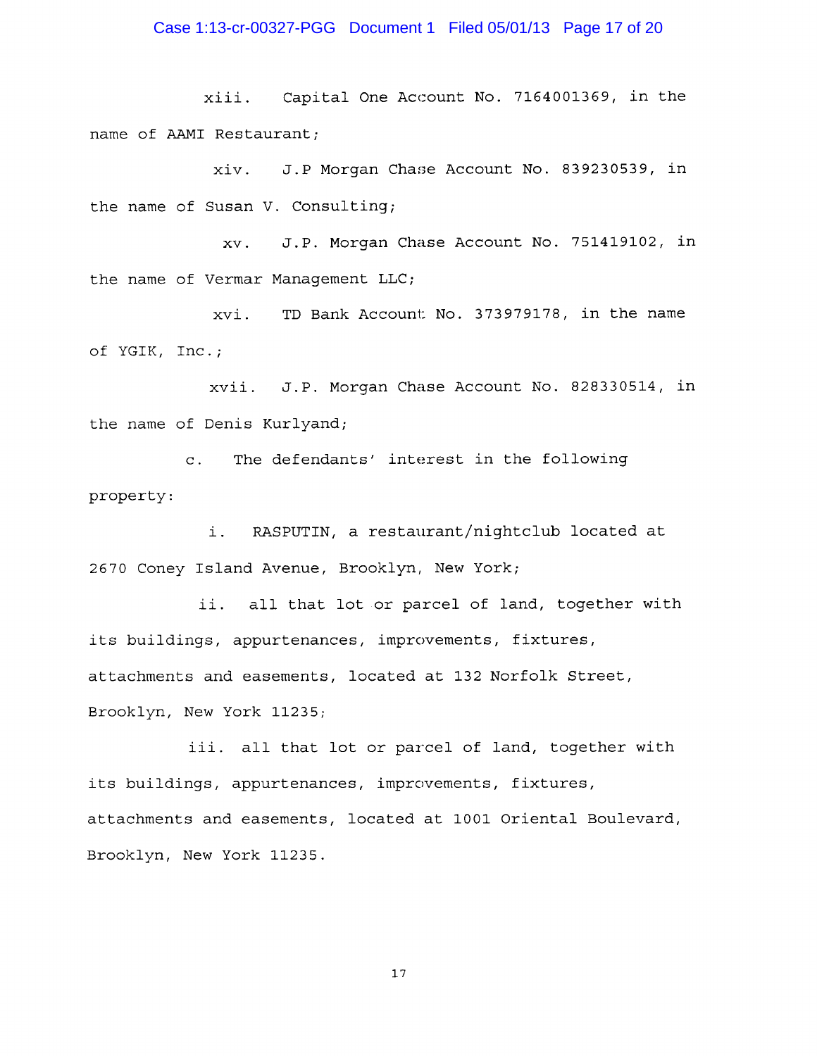xiii. Capital One Account No. 7164001369, in the name of AAMI Restaurant;

xiv. J.P Morgan Chase Account No. 839230539, in the name of Susan V. Consulting;

xv. J.P. Morgan Chase Account No. 751419102, in the name of Vermar Management LLC;

xvi. TD Bank Account No. 373979178, in the name of YGIK, Inc.;

xvii. J.P. Morgan Chase Account No. 828330514, in the name of Denis Kurlyand;

c. The defendants' interest in the following property:

i. RASPUTIN, a restaurant/nightclub located at 2670 Coney Island Avenue, Brooklyn, New York;

ii. all that lot or parcel of land, together with its buildings, appurtenances, improvements, fixtures, attachments and easements, located at 132 Norfolk Street, Brooklyn, New York 11235;

iii. all that lot or parcel of land, together with its buildings, appurtenances, improvements, fixtures, attachments and easements, located at 1001 Oriental Boulevard, Brooklyn, New York 11235.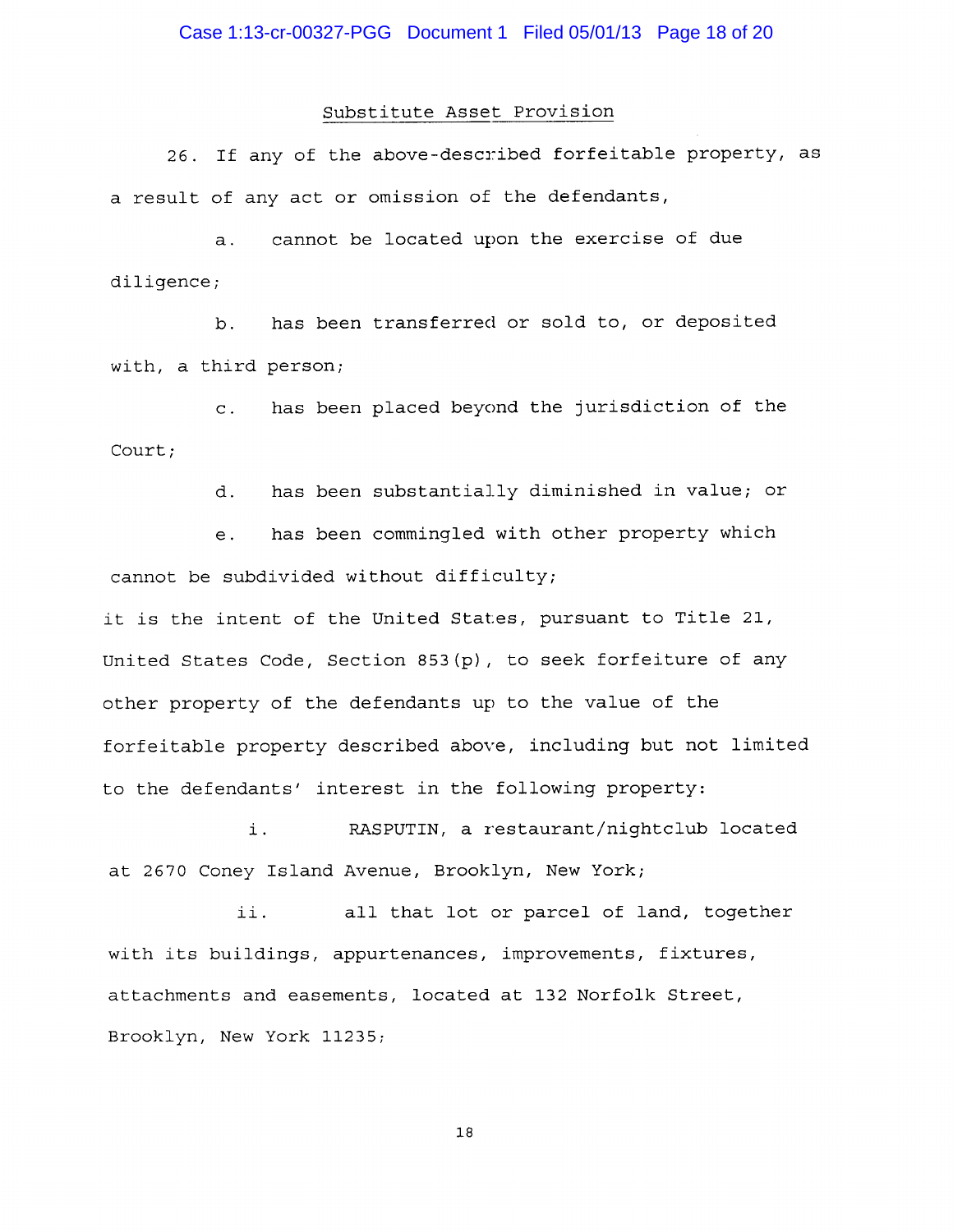## Substitute Asset Provision

26. If any of the above-described forfeitable property, as a result of any act or omission of the defendants,

a. cannot be located upon the exercise of due diligence;

b. has been transferred or sold to, or deposited with, a third person;

c. has been placed beyond the jurisdiction of the Court;

d. has been substantially diminished in value; or

e. has been commingled with other property which cannot be subdivided without difficulty;

it is the intent of the United States, pursuant to Title 21, United States Code, Section 853(p), to seek forfeiture of any other property of the defendants up to the value of the forfeitable property described above, including but not limited to the defendants' interest in the following property:

i. RASPUTIN, a restaurant/nightclub located at 2670 Coney Island Avenue, Brooklyn, New York;

ii. all that lot or parcel of land, together with its buildings, appurtenances, improvements, fixtures, attachments and easements, located at 132 Norfolk Street, Brooklyn, New York 11235;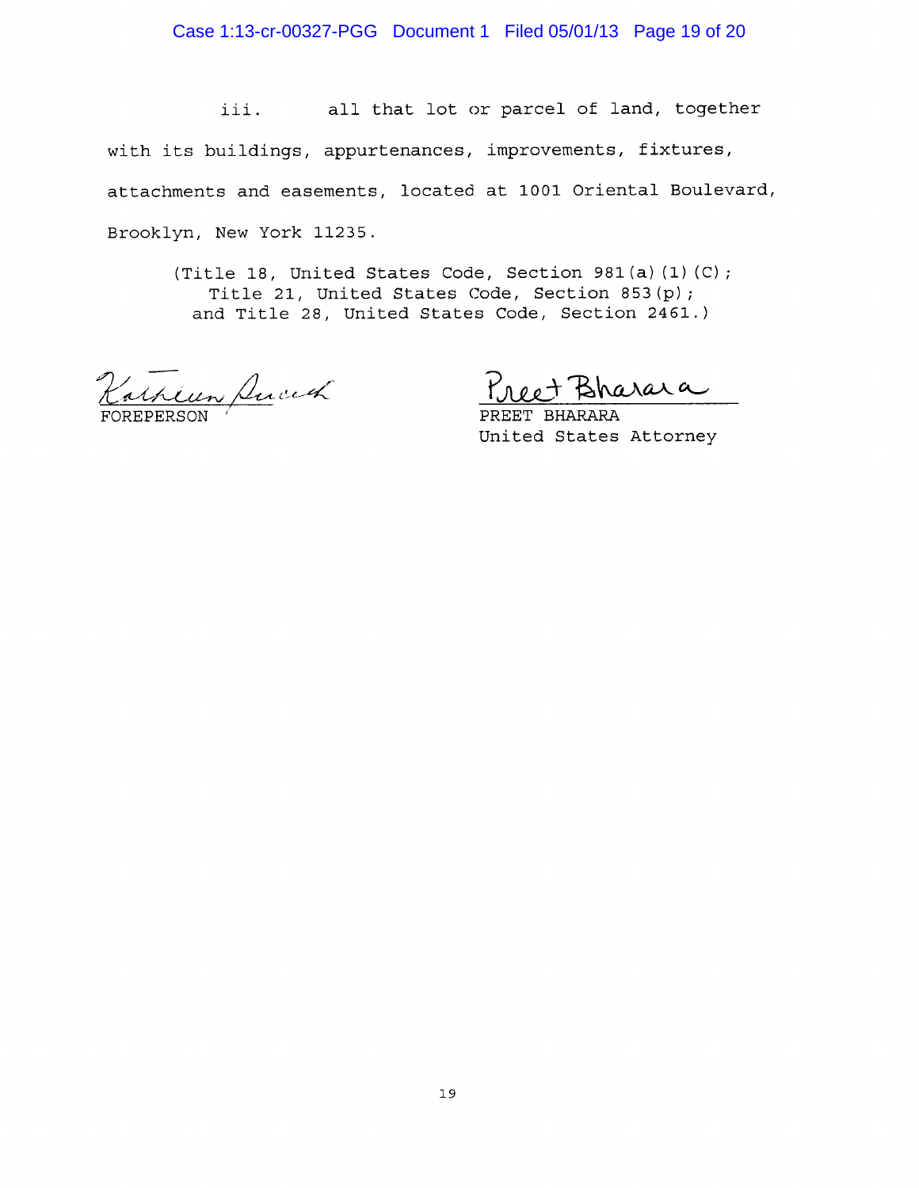iii. all that lot or parcel of land, together with its buildings, appurtenances, improvements, fixtures, attachments and easements, located at 1001 Oriental Boulevard, Brooklyn, New York 11235.

(Title 18, United States Code, Section 981(a)(1)(C); Title 21, United States Code, Section 853(p); and Title 28, United States Code, Section 2461.)

Kathleen Duncah
FOREPERSON

Preet Bharara
PREET BHARARA
United States Attorney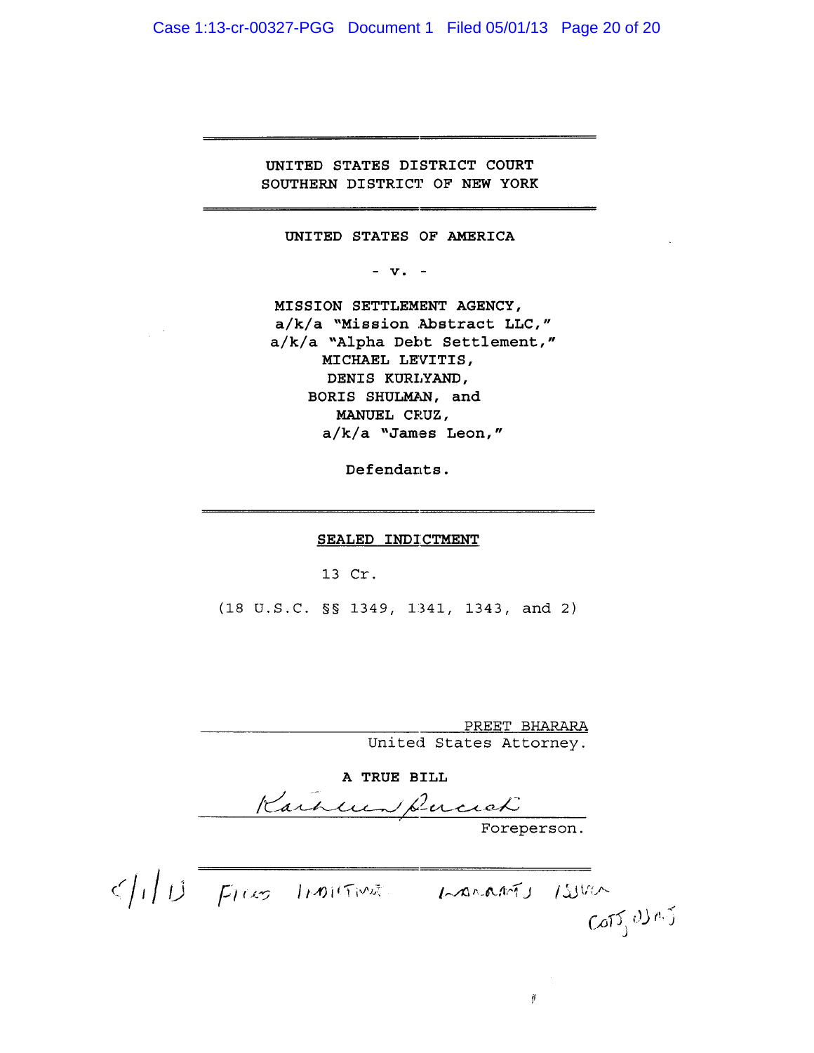UNITED STATES DISTRICT COURT
SOUTHERN DISTRICT OF NEW YORK

---

UNITED STATES OF AMERICA

- v. -

MISSION SETTLEMENT AGENCY,
a/k/a "Mission Abstract LLC,"
a/k/a "Alpha Debt Settlement,"
MICHAEL LEVITIS,
DENIS KURLYAND,
BORIS SHULMAN, and
MANUEL CRUZ,
a/k/a "James Leon,"

Defendants.

---

**SEALED INDICTMENT**

13 Cr.

(18 U.S.C. §§ 1349, 1341, 1343, and 2)

PREET BHARARA
United States Attorney.

A TRUE BILL

[signature]
Foreperson.

5/1/13 Filed Indictment Warrants Issued
Cott, USMJ